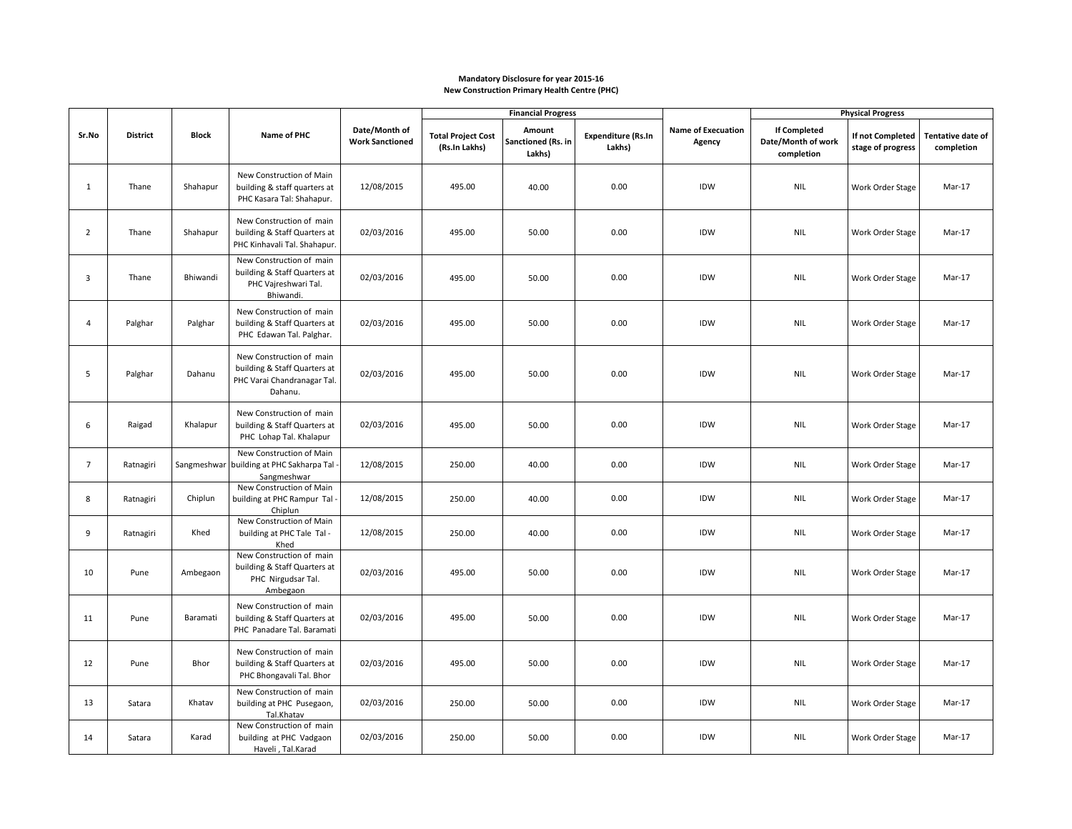**Mandatory Disclosure for year 2015-16**
**New Construction Primary Health Centre (PHC)**

| Sr.No | District | Block | Name of PHC | Date/Month of Work Sanctioned | Financial Progress | | | Name of Execuation Agency | Physical Progress | | |
|---|---|---|---|---|---|---|---|---|---|---|---|
| | | | | | Total Project Cost (Rs.In Lakhs) | Amount Sanctioned (Rs. in Lakhs) | Expenditure (Rs.In Lakhs) | | If Completed Date/Month of work completion | If not Completed stage of progress | Tentative date of completion |
| 1 | Thane | Shahapur | New Construction of Main building & staff quarters at PHC Kasara Tal: Shahapur. | 12/08/2015 | 495.00 | 40.00 | 0.00 | IDW | NIL | Work Order Stage | Mar-17 |
| 2 | Thane | Shahapur | New Construction of main building & Staff Quarters at PHC Kinhavali Tal. Shahapur. | 02/03/2016 | 495.00 | 50.00 | 0.00 | IDW | NIL | Work Order Stage | Mar-17 |
| 3 | Thane | Bhiwandi | New Construction of main building & Staff Quarters at PHC Vajreshwari Tal. Bhiwandi. | 02/03/2016 | 495.00 | 50.00 | 0.00 | IDW | NIL | Work Order Stage | Mar-17 |
| 4 | Palghar | Palghar | New Construction of main building & Staff Quarters at PHC Edawan Tal. Palghar. | 02/03/2016 | 495.00 | 50.00 | 0.00 | IDW | NIL | Work Order Stage | Mar-17 |
| 5 | Palghar | Dahanu | New Construction of main building & Staff Quarters at PHC Varai Chandranagar Tal. Dahanu. | 02/03/2016 | 495.00 | 50.00 | 0.00 | IDW | NIL | Work Order Stage | Mar-17 |
| 6 | Raigad | Khalapur | New Construction of main building & Staff Quarters at PHC Lohap Tal. Khalapur | 02/03/2016 | 495.00 | 50.00 | 0.00 | IDW | NIL | Work Order Stage | Mar-17 |
| 7 | Ratnagiri | Sangmeshwar | New Construction of Main building at PHC Sakharpa Tal - Sangmeshwar | 12/08/2015 | 250.00 | 40.00 | 0.00 | IDW | NIL | Work Order Stage | Mar-17 |
| 8 | Ratnagiri | Chiplun | New Construction of Main building at PHC Rampur Tal - Chiplun | 12/08/2015 | 250.00 | 40.00 | 0.00 | IDW | NIL | Work Order Stage | Mar-17 |
| 9 | Ratnagiri | Khed | New Construction of Main building at PHC Tale Tal - Khed | 12/08/2015 | 250.00 | 40.00 | 0.00 | IDW | NIL | Work Order Stage | Mar-17 |
| 10 | Pune | Ambegaon | New Construction of main building & Staff Quarters at PHC Nirgudsar Tal. Ambegaon | 02/03/2016 | 495.00 | 50.00 | 0.00 | IDW | NIL | Work Order Stage | Mar-17 |
| 11 | Pune | Baramati | New Construction of main building & Staff Quarters at PHC Panadare Tal. Baramati | 02/03/2016 | 495.00 | 50.00 | 0.00 | IDW | NIL | Work Order Stage | Mar-17 |
| 12 | Pune | Bhor | New Construction of main building & Staff Quarters at PHC Bhongavali Tal. Bhor | 02/03/2016 | 495.00 | 50.00 | 0.00 | IDW | NIL | Work Order Stage | Mar-17 |
| 13 | Satara | Khatav | New Construction of main building at PHC Pusegaon, Tal.Khatav | 02/03/2016 | 250.00 | 50.00 | 0.00 | IDW | NIL | Work Order Stage | Mar-17 |
| 14 | Satara | Karad | New Construction of main building at PHC Vadgaon Haveli , Tal.Karad | 02/03/2016 | 250.00 | 50.00 | 0.00 | IDW | NIL | Work Order Stage | Mar-17 |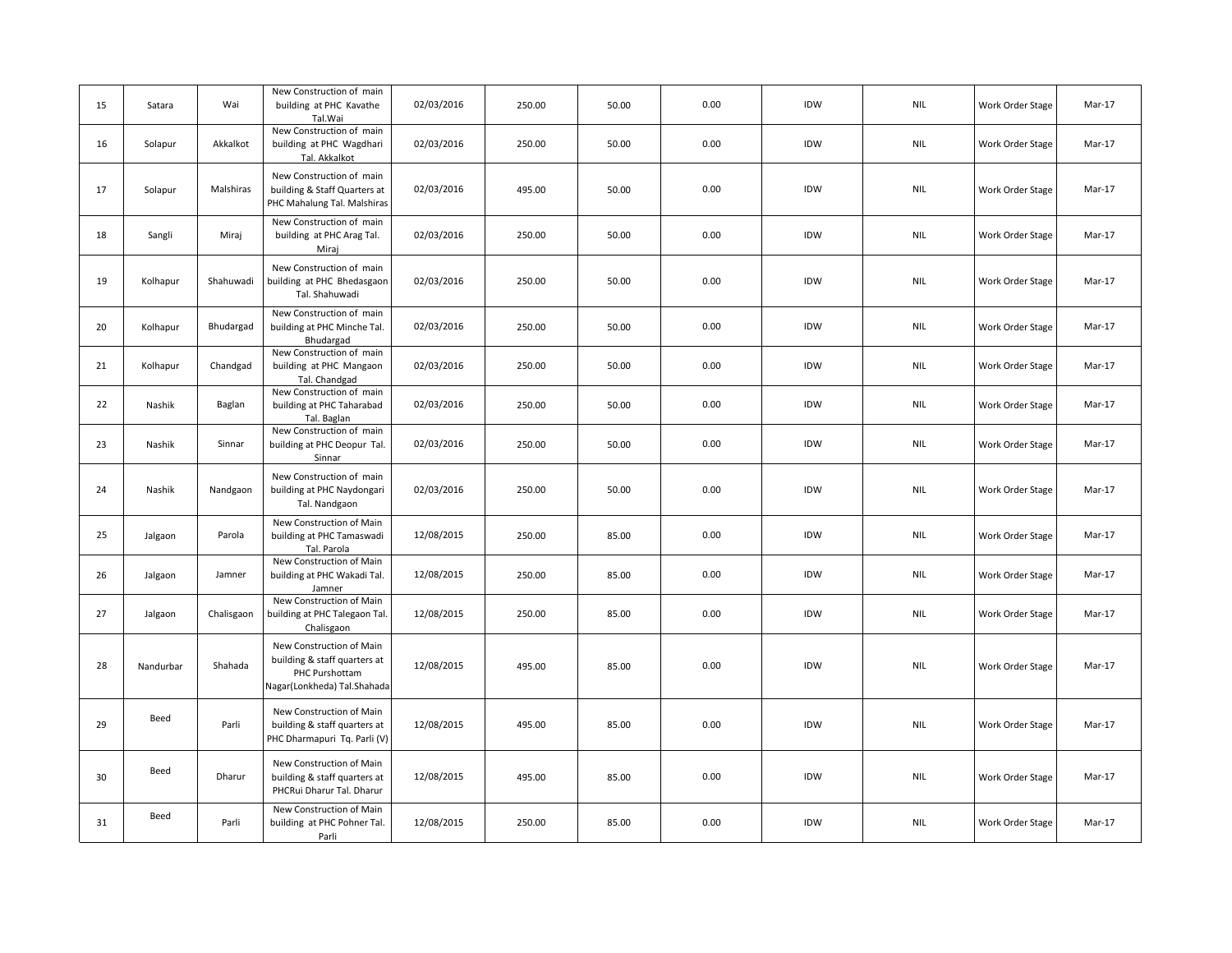| | | | | | | | | | | | |
|---|---|---|---|---|---|---|---|---|---|---|---|
| 15 | Satara | Wai | New Construction of main building at PHC Kavathe Tal.Wai | 02/03/2016 | 250.00 | 50.00 | 0.00 | IDW | NIL | Work Order Stage | Mar-17 |
| 16 | Solapur | Akkalkot | New Construction of main building at PHC Wagdhari Tal. Akkalkot | 02/03/2016 | 250.00 | 50.00 | 0.00 | IDW | NIL | Work Order Stage | Mar-17 |
| 17 | Solapur | Malshiras | New Construction of main building & Staff Quarters at PHC Mahalung Tal. Malshiras | 02/03/2016 | 495.00 | 50.00 | 0.00 | IDW | NIL | Work Order Stage | Mar-17 |
| 18 | Sangli | Miraj | New Construction of main building at PHC Arag Tal. Miraj | 02/03/2016 | 250.00 | 50.00 | 0.00 | IDW | NIL | Work Order Stage | Mar-17 |
| 19 | Kolhapur | Shahuwadi | New Construction of main building at PHC Bhedasgaon Tal. Shahuwadi | 02/03/2016 | 250.00 | 50.00 | 0.00 | IDW | NIL | Work Order Stage | Mar-17 |
| 20 | Kolhapur | Bhudargad | New Construction of main building at PHC Minche Tal. Bhudargad | 02/03/2016 | 250.00 | 50.00 | 0.00 | IDW | NIL | Work Order Stage | Mar-17 |
| 21 | Kolhapur | Chandgad | New Construction of main building at PHC Mangaon Tal. Chandgad | 02/03/2016 | 250.00 | 50.00 | 0.00 | IDW | NIL | Work Order Stage | Mar-17 |
| 22 | Nashik | Baglan | New Construction of main building at PHC Taharabad Tal. Baglan | 02/03/2016 | 250.00 | 50.00 | 0.00 | IDW | NIL | Work Order Stage | Mar-17 |
| 23 | Nashik | Sinnar | New Construction of main building at PHC Deopur Tal. Sinnar | 02/03/2016 | 250.00 | 50.00 | 0.00 | IDW | NIL | Work Order Stage | Mar-17 |
| 24 | Nashik | Nandgaon | New Construction of main building at PHC Naydongari Tal. Nandgaon | 02/03/2016 | 250.00 | 50.00 | 0.00 | IDW | NIL | Work Order Stage | Mar-17 |
| 25 | Jalgaon | Parola | New Construction of Main building at PHC Tamaswadi Tal. Parola | 12/08/2015 | 250.00 | 85.00 | 0.00 | IDW | NIL | Work Order Stage | Mar-17 |
| 26 | Jalgaon | Jamner | New Construction of Main building at PHC Wakadi Tal. Jamner | 12/08/2015 | 250.00 | 85.00 | 0.00 | IDW | NIL | Work Order Stage | Mar-17 |
| 27 | Jalgaon | Chalisgaon | New Construction of Main building at PHC Talegaon Tal. Chalisgaon | 12/08/2015 | 250.00 | 85.00 | 0.00 | IDW | NIL | Work Order Stage | Mar-17 |
| 28 | Nandurbar | Shahada | New Construction of Main building & staff quarters at PHC Purshottam Nagar(Lonkheda) Tal.Shahada | 12/08/2015 | 495.00 | 85.00 | 0.00 | IDW | NIL | Work Order Stage | Mar-17 |
| 29 | Beed | Parli | New Construction of Main building & staff quarters at PHC Dharmapuri Tq. Parli (V) | 12/08/2015 | 495.00 | 85.00 | 0.00 | IDW | NIL | Work Order Stage | Mar-17 |
| 30 | Beed | Dharur | New Construction of Main building & staff quarters at PHCRui Dharur Tal. Dharur | 12/08/2015 | 495.00 | 85.00 | 0.00 | IDW | NIL | Work Order Stage | Mar-17 |
| 31 | Beed | Parli | New Construction of Main building at PHC Pohner Tal. Parli | 12/08/2015 | 250.00 | 85.00 | 0.00 | IDW | NIL | Work Order Stage | Mar-17 |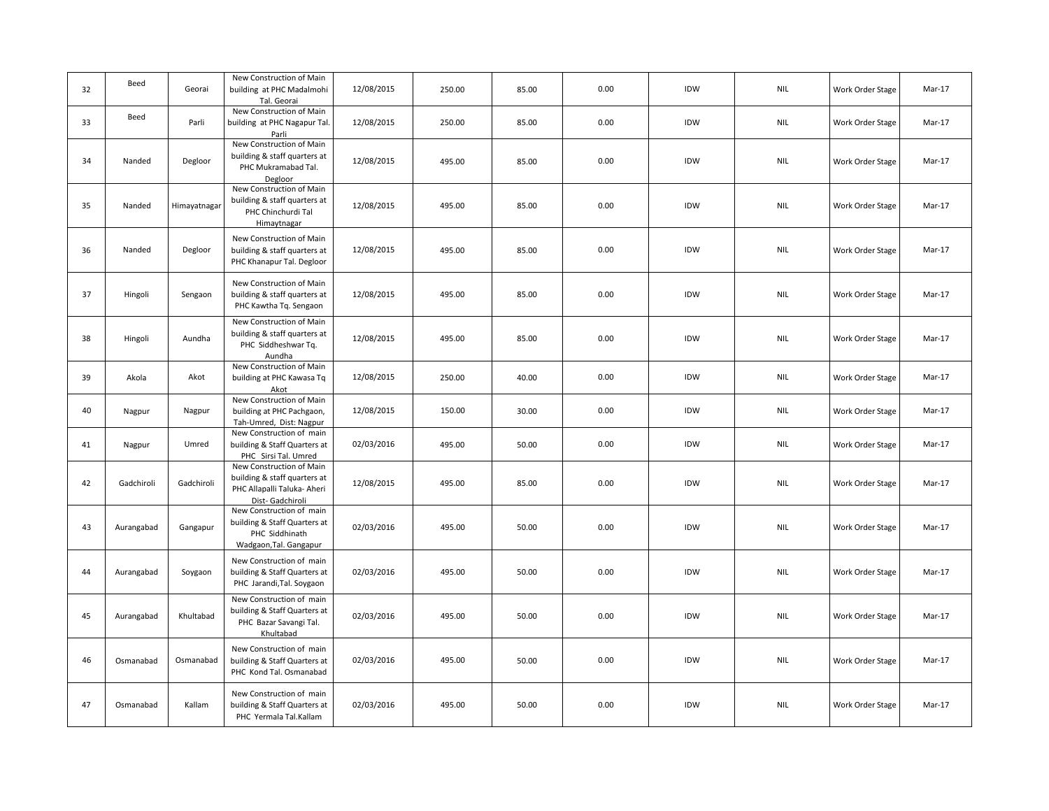| | | | | | | | | | | | |
|---|---|---|---|---|---|---|---|---|---|---|---|
| 32 | Beed | Georai | New Construction of Main building at PHC Madalmohi Tal. Georai | 12/08/2015 | 250.00 | 85.00 | 0.00 | IDW | NIL | Work Order Stage | Mar-17 |
| 33 | Beed | Parli | New Construction of Main building at PHC Nagapur Tal. Parli | 12/08/2015 | 250.00 | 85.00 | 0.00 | IDW | NIL | Work Order Stage | Mar-17 |
| 34 | Nanded | Degloor | New Construction of Main building & staff quarters at PHC Mukramabad Tal. Degloor | 12/08/2015 | 495.00 | 85.00 | 0.00 | IDW | NIL | Work Order Stage | Mar-17 |
| 35 | Nanded | Himayatnagar | New Construction of Main building & staff quarters at PHC Chinchurdi Tal Himaytnagar | 12/08/2015 | 495.00 | 85.00 | 0.00 | IDW | NIL | Work Order Stage | Mar-17 |
| 36 | Nanded | Degloor | New Construction of Main building & staff quarters at PHC Khanapur Tal. Degloor | 12/08/2015 | 495.00 | 85.00 | 0.00 | IDW | NIL | Work Order Stage | Mar-17 |
| 37 | Hingoli | Sengaon | New Construction of Main building & staff quarters at PHC Kawtha Tq. Sengaon | 12/08/2015 | 495.00 | 85.00 | 0.00 | IDW | NIL | Work Order Stage | Mar-17 |
| 38 | Hingoli | Aundha | New Construction of Main building & staff quarters at PHC Siddheshwar Tq. Aundha | 12/08/2015 | 495.00 | 85.00 | 0.00 | IDW | NIL | Work Order Stage | Mar-17 |
| 39 | Akola | Akot | New Construction of Main building at PHC Kawasa Tq Akot | 12/08/2015 | 250.00 | 40.00 | 0.00 | IDW | NIL | Work Order Stage | Mar-17 |
| 40 | Nagpur | Nagpur | New Construction of Main building at PHC Pachgaon, Tah-Umred, Dist: Nagpur | 12/08/2015 | 150.00 | 30.00 | 0.00 | IDW | NIL | Work Order Stage | Mar-17 |
| 41 | Nagpur | Umred | New Construction of main building & Staff Quarters at PHC Sirsi Tal. Umred | 02/03/2016 | 495.00 | 50.00 | 0.00 | IDW | NIL | Work Order Stage | Mar-17 |
| 42 | Gadchiroli | Gadchiroli | New Construction of Main building & staff quarters at PHC Allapalli Taluka- Aheri Dist- Gadchiroli | 12/08/2015 | 495.00 | 85.00 | 0.00 | IDW | NIL | Work Order Stage | Mar-17 |
| 43 | Aurangabad | Gangapur | New Construction of main building & Staff Quarters at PHC Siddhinath Wadgaon,Tal. Gangapur | 02/03/2016 | 495.00 | 50.00 | 0.00 | IDW | NIL | Work Order Stage | Mar-17 |
| 44 | Aurangabad | Soygaon | New Construction of main building & Staff Quarters at PHC Jarandi,Tal. Soygaon | 02/03/2016 | 495.00 | 50.00 | 0.00 | IDW | NIL | Work Order Stage | Mar-17 |
| 45 | Aurangabad | Khultabad | New Construction of main building & Staff Quarters at PHC Bazar Savangi Tal. Khultabad | 02/03/2016 | 495.00 | 50.00 | 0.00 | IDW | NIL | Work Order Stage | Mar-17 |
| 46 | Osmanabad | Osmanabad | New Construction of main building & Staff Quarters at PHC Kond Tal. Osmanabad | 02/03/2016 | 495.00 | 50.00 | 0.00 | IDW | NIL | Work Order Stage | Mar-17 |
| 47 | Osmanabad | Kallam | New Construction of main building & Staff Quarters at PHC Yermala Tal.Kallam | 02/03/2016 | 495.00 | 50.00 | 0.00 | IDW | NIL | Work Order Stage | Mar-17 |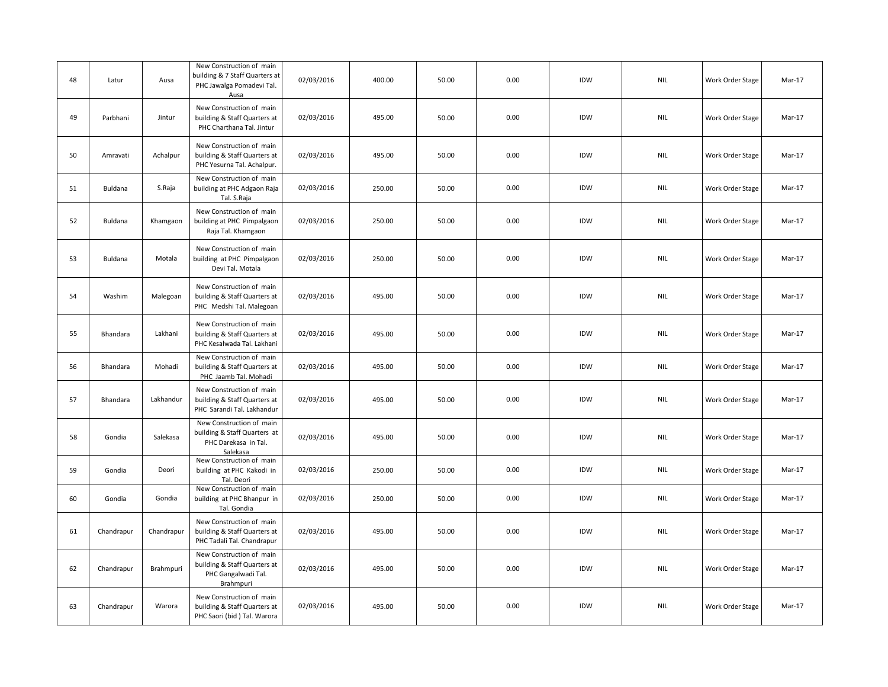| 48 | Latur | Ausa | New Construction of main building & 7 Staff Quarters at PHC Jawalga Pomadevi Tal. Ausa | 02/03/2016 | 400.00 | 50.00 | 0.00 | IDW | NIL | Work Order Stage | Mar-17 |
|---|---|---|---|---|---|---|---|---|---|---|---|
| 49 | Parbhani | Jintur | New Construction of main building & Staff Quarters at PHC Charthana Tal. Jintur | 02/03/2016 | 495.00 | 50.00 | 0.00 | IDW | NIL | Work Order Stage | Mar-17 |
| 50 | Amravati | Achalpur | New Construction of main building & Staff Quarters at PHC Yesurna Tal. Achalpur. | 02/03/2016 | 495.00 | 50.00 | 0.00 | IDW | NIL | Work Order Stage | Mar-17 |
| 51 | Buldana | S.Raja | New Construction of main building at PHC Adgaon Raja Tal. S.Raja | 02/03/2016 | 250.00 | 50.00 | 0.00 | IDW | NIL | Work Order Stage | Mar-17 |
| 52 | Buldana | Khamgaon | New Construction of main building at PHC Pimpalgaon Raja Tal. Khamgaon | 02/03/2016 | 250.00 | 50.00 | 0.00 | IDW | NIL | Work Order Stage | Mar-17 |
| 53 | Buldana | Motala | New Construction of main building at PHC Pimpalgaon Devi Tal. Motala | 02/03/2016 | 250.00 | 50.00 | 0.00 | IDW | NIL | Work Order Stage | Mar-17 |
| 54 | Washim | Malegoan | New Construction of main building & Staff Quarters at PHC Medshi Tal. Malegoan | 02/03/2016 | 495.00 | 50.00 | 0.00 | IDW | NIL | Work Order Stage | Mar-17 |
| 55 | Bhandara | Lakhani | New Construction of main building & Staff Quarters at PHC Kesalwada Tal. Lakhani | 02/03/2016 | 495.00 | 50.00 | 0.00 | IDW | NIL | Work Order Stage | Mar-17 |
| 56 | Bhandara | Mohadi | New Construction of main building & Staff Quarters at PHC Jaamb Tal. Mohadi | 02/03/2016 | 495.00 | 50.00 | 0.00 | IDW | NIL | Work Order Stage | Mar-17 |
| 57 | Bhandara | Lakhandur | New Construction of main building & Staff Quarters at PHC Sarandi Tal. Lakhandur | 02/03/2016 | 495.00 | 50.00 | 0.00 | IDW | NIL | Work Order Stage | Mar-17 |
| 58 | Gondia | Salekasa | New Construction of main building & Staff Quarters at PHC Darekasa in Tal. Salekasa | 02/03/2016 | 495.00 | 50.00 | 0.00 | IDW | NIL | Work Order Stage | Mar-17 |
| 59 | Gondia | Deori | New Construction of main building at PHC Kakodi in Tal. Deori | 02/03/2016 | 250.00 | 50.00 | 0.00 | IDW | NIL | Work Order Stage | Mar-17 |
| 60 | Gondia | Gondia | New Construction of main building at PHC Bhanpur in Tal. Gondia | 02/03/2016 | 250.00 | 50.00 | 0.00 | IDW | NIL | Work Order Stage | Mar-17 |
| 61 | Chandrapur | Chandrapur | New Construction of main building & Staff Quarters at PHC Tadali Tal. Chandrapur | 02/03/2016 | 495.00 | 50.00 | 0.00 | IDW | NIL | Work Order Stage | Mar-17 |
| 62 | Chandrapur | Brahmpuri | New Construction of main building & Staff Quarters at PHC Gangalwadi Tal. Brahmpuri | 02/03/2016 | 495.00 | 50.00 | 0.00 | IDW | NIL | Work Order Stage | Mar-17 |
| 63 | Chandrapur | Warora | New Construction of main building & Staff Quarters at PHC Saori (bid ) Tal. Warora | 02/03/2016 | 495.00 | 50.00 | 0.00 | IDW | NIL | Work Order Stage | Mar-17 |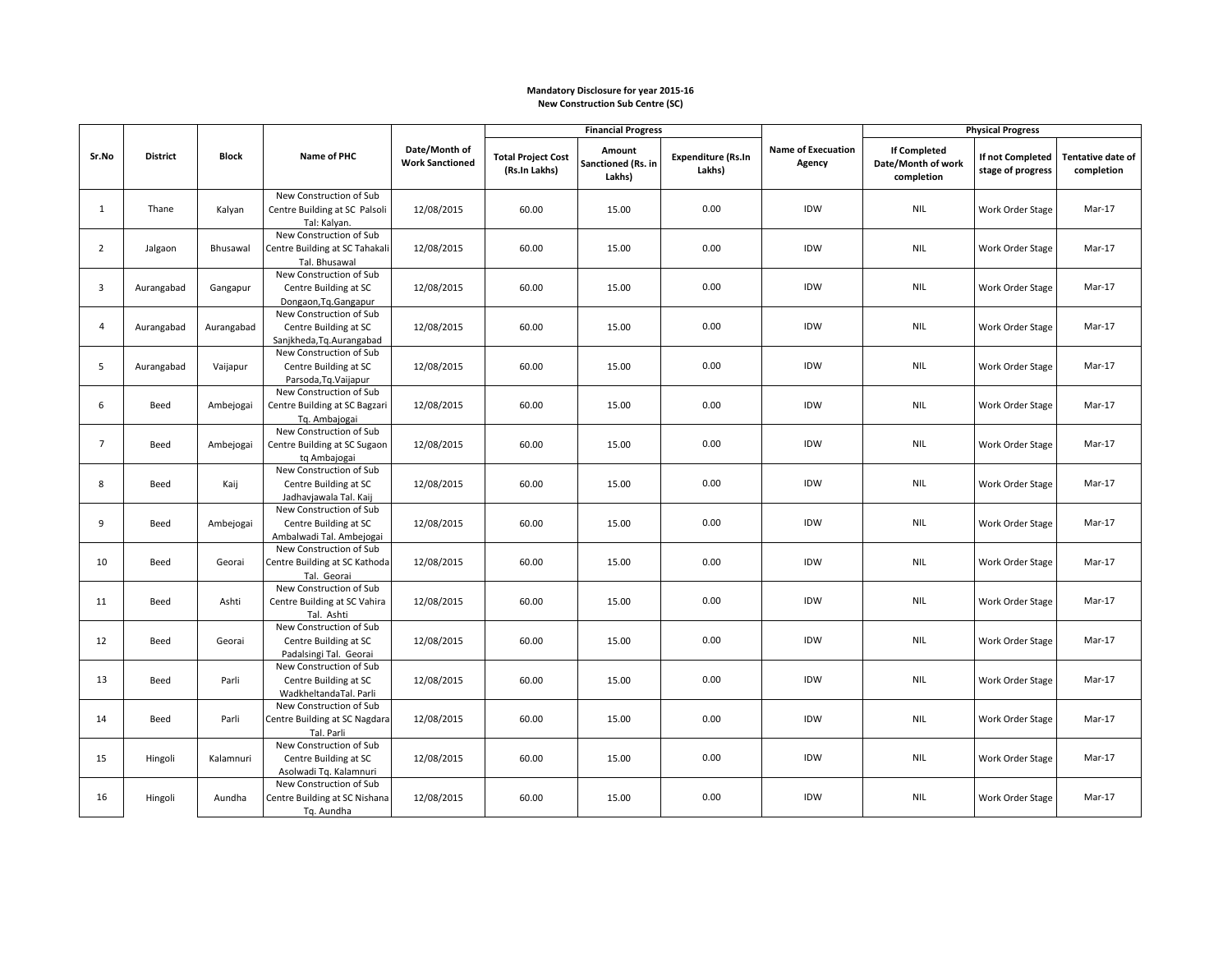**Mandatory Disclosure for year 2015-16**
**New Construction Sub Centre (SC)**

| Sr.No | District | Block | Name of PHC | Date/Month of Work Sanctioned | Financial Progress | | | Name of Execuation Agency | Physical Progress | | |
|---|---|---|---|---|---|---|---|---|---|---|---|
| | | | | | Total Project Cost (Rs.In Lakhs) | Amount Sanctioned (Rs. in Lakhs) | Expenditure (Rs.In Lakhs) | | If Completed Date/Month of work completion | If not Completed stage of progress | Tentative date of completion |
| 1 | Thane | Kalyan | New Construction of Sub Centre Building at SC Palsoli Tal: Kalyan. | 12/08/2015 | 60.00 | 15.00 | 0.00 | IDW | NIL | Work Order Stage | Mar-17 |
| 2 | Jalgaon | Bhusawal | New Construction of Sub Centre Building at SC Tahakali Tal. Bhusawal | 12/08/2015 | 60.00 | 15.00 | 0.00 | IDW | NIL | Work Order Stage | Mar-17 |
| 3 | Aurangabad | Gangapur | New Construction of Sub Centre Building at SC Dongaon,Tq.Gangapur | 12/08/2015 | 60.00 | 15.00 | 0.00 | IDW | NIL | Work Order Stage | Mar-17 |
| 4 | Aurangabad | Aurangabad | New Construction of Sub Centre Building at SC Sanjkheda,Tq.Aurangabad | 12/08/2015 | 60.00 | 15.00 | 0.00 | IDW | NIL | Work Order Stage | Mar-17 |
| 5 | Aurangabad | Vaijapur | New Construction of Sub Centre Building at SC Parsoda,Tq.Vaijapur | 12/08/2015 | 60.00 | 15.00 | 0.00 | IDW | NIL | Work Order Stage | Mar-17 |
| 6 | Beed | Ambejogai | New Construction of Sub Centre Building at SC Bagzari Tq. Ambajogai | 12/08/2015 | 60.00 | 15.00 | 0.00 | IDW | NIL | Work Order Stage | Mar-17 |
| 7 | Beed | Ambejogai | New Construction of Sub Centre Building at SC Sugaon tq Ambajogai | 12/08/2015 | 60.00 | 15.00 | 0.00 | IDW | NIL | Work Order Stage | Mar-17 |
| 8 | Beed | Kaij | New Construction of Sub Centre Building at SC Jadhavjawala Tal. Kaij | 12/08/2015 | 60.00 | 15.00 | 0.00 | IDW | NIL | Work Order Stage | Mar-17 |
| 9 | Beed | Ambejogai | New Construction of Sub Centre Building at SC Ambalwadi Tal. Ambejogai | 12/08/2015 | 60.00 | 15.00 | 0.00 | IDW | NIL | Work Order Stage | Mar-17 |
| 10 | Beed | Georai | New Construction of Sub Centre Building at SC Kathoda Tal. Georai | 12/08/2015 | 60.00 | 15.00 | 0.00 | IDW | NIL | Work Order Stage | Mar-17 |
| 11 | Beed | Ashti | New Construction of Sub Centre Building at SC Vahira Tal. Ashti | 12/08/2015 | 60.00 | 15.00 | 0.00 | IDW | NIL | Work Order Stage | Mar-17 |
| 12 | Beed | Georai | New Construction of Sub Centre Building at SC Padalsingi Tal. Georai | 12/08/2015 | 60.00 | 15.00 | 0.00 | IDW | NIL | Work Order Stage | Mar-17 |
| 13 | Beed | Parli | New Construction of Sub Centre Building at SC WadkheltandaTal. Parli | 12/08/2015 | 60.00 | 15.00 | 0.00 | IDW | NIL | Work Order Stage | Mar-17 |
| 14 | Beed | Parli | New Construction of Sub Centre Building at SC Nagdara Tal. Parli | 12/08/2015 | 60.00 | 15.00 | 0.00 | IDW | NIL | Work Order Stage | Mar-17 |
| 15 | Hingoli | Kalamnuri | New Construction of Sub Centre Building at SC Asolwadi Tq. Kalamnuri | 12/08/2015 | 60.00 | 15.00 | 0.00 | IDW | NIL | Work Order Stage | Mar-17 |
| 16 | Hingoli | Aundha | New Construction of Sub Centre Building at SC Nishana Tq. Aundha | 12/08/2015 | 60.00 | 15.00 | 0.00 | IDW | NIL | Work Order Stage | Mar-17 |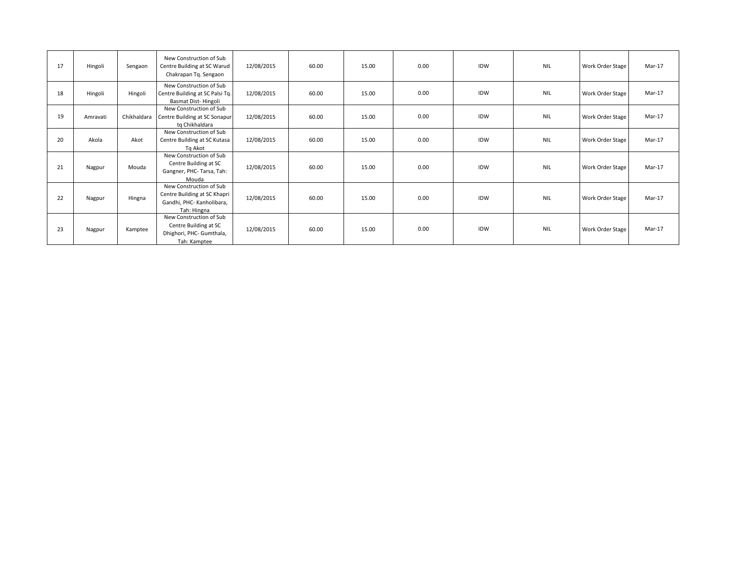| | | | | | | | | | | | |
|---|---|---|---|---|---|---|---|---|---|---|---|
| 17 | Hingoli | Sengaon | New Construction of Sub Centre Building at SC Warud Chakrapan Tq. Sengaon | 12/08/2015 | 60.00 | 15.00 | 0.00 | IDW | NIL | Work Order Stage | Mar-17 |
| 18 | Hingoli | Hingoli | New Construction of Sub Centre Building at SC Palsi Tq. Basmat Dist- Hingoli | 12/08/2015 | 60.00 | 15.00 | 0.00 | IDW | NIL | Work Order Stage | Mar-17 |
| 19 | Amravati | Chikhaldara | New Construction of Sub Centre Building at SC Sonapur tq Chikhaldara | 12/08/2015 | 60.00 | 15.00 | 0.00 | IDW | NIL | Work Order Stage | Mar-17 |
| 20 | Akola | Akot | New Construction of Sub Centre Building at SC Kutasa Tq Akot | 12/08/2015 | 60.00 | 15.00 | 0.00 | IDW | NIL | Work Order Stage | Mar-17 |
| 21 | Nagpur | Mouda | New Construction of Sub Centre Building at SC Gangner, PHC- Tarsa, Tah: Mouda | 12/08/2015 | 60.00 | 15.00 | 0.00 | IDW | NIL | Work Order Stage | Mar-17 |
| 22 | Nagpur | Hingna | New Construction of Sub Centre Building at SC Khapri Gandhi, PHC- Kanholibara, Tah: Hingna | 12/08/2015 | 60.00 | 15.00 | 0.00 | IDW | NIL | Work Order Stage | Mar-17 |
| 23 | Nagpur | Kamptee | New Construction of Sub Centre Building at SC Dhighori, PHC- Gumthala, Tah: Kamptee | 12/08/2015 | 60.00 | 15.00 | 0.00 | IDW | NIL | Work Order Stage | Mar-17 |